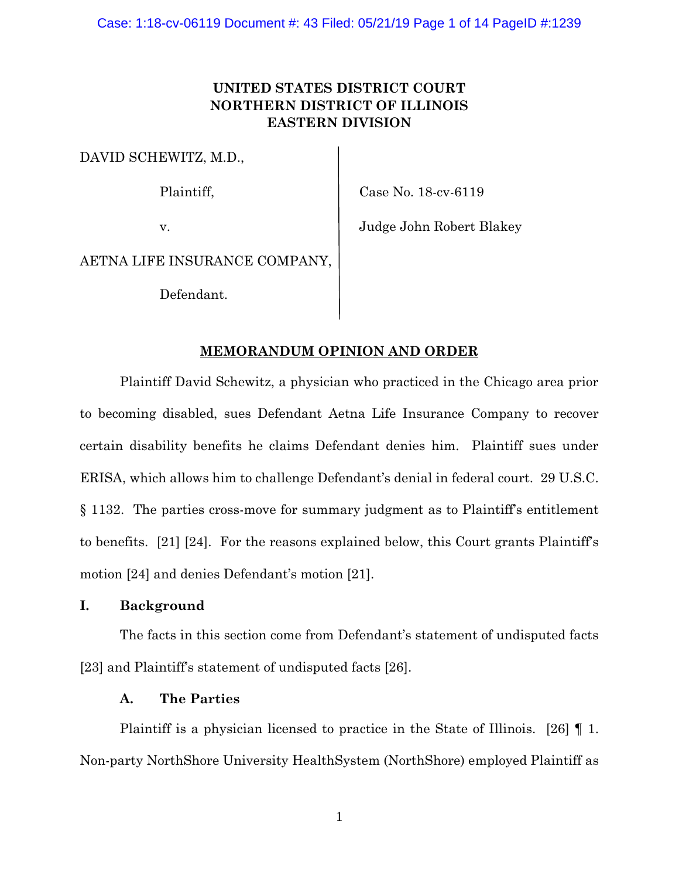# UNITED STATES DISTRICT COURT
# NORTHERN DISTRICT OF ILLINOIS
# EASTERN DIVISION

DAVID SCHEWITZ, M.D.,

Plaintiff,

v.

AETNA LIFE INSURANCE COMPANY,

Defendant.

Case No. 18-cv-6119

Judge John Robert Blakey

## MEMORANDUM OPINION AND ORDER

Plaintiff David Schewitz, a physician who practiced in the Chicago area prior to becoming disabled, sues Defendant Aetna Life Insurance Company to recover certain disability benefits he claims Defendant denies him. Plaintiff sues under ERISA, which allows him to challenge Defendant's denial in federal court. 29 U.S.C. § 1132. The parties cross-move for summary judgment as to Plaintiff's entitlement to benefits. [21] [24]. For the reasons explained below, this Court grants Plaintiff's motion [24] and denies Defendant's motion [21].

## I. Background

The facts in this section come from Defendant's statement of undisputed facts [23] and Plaintiff's statement of undisputed facts [26].

### A. The Parties

Plaintiff is a physician licensed to practice in the State of Illinois. [26] ¶ 1. Non-party NorthShore University HealthSystem (NorthShore) employed Plaintiff as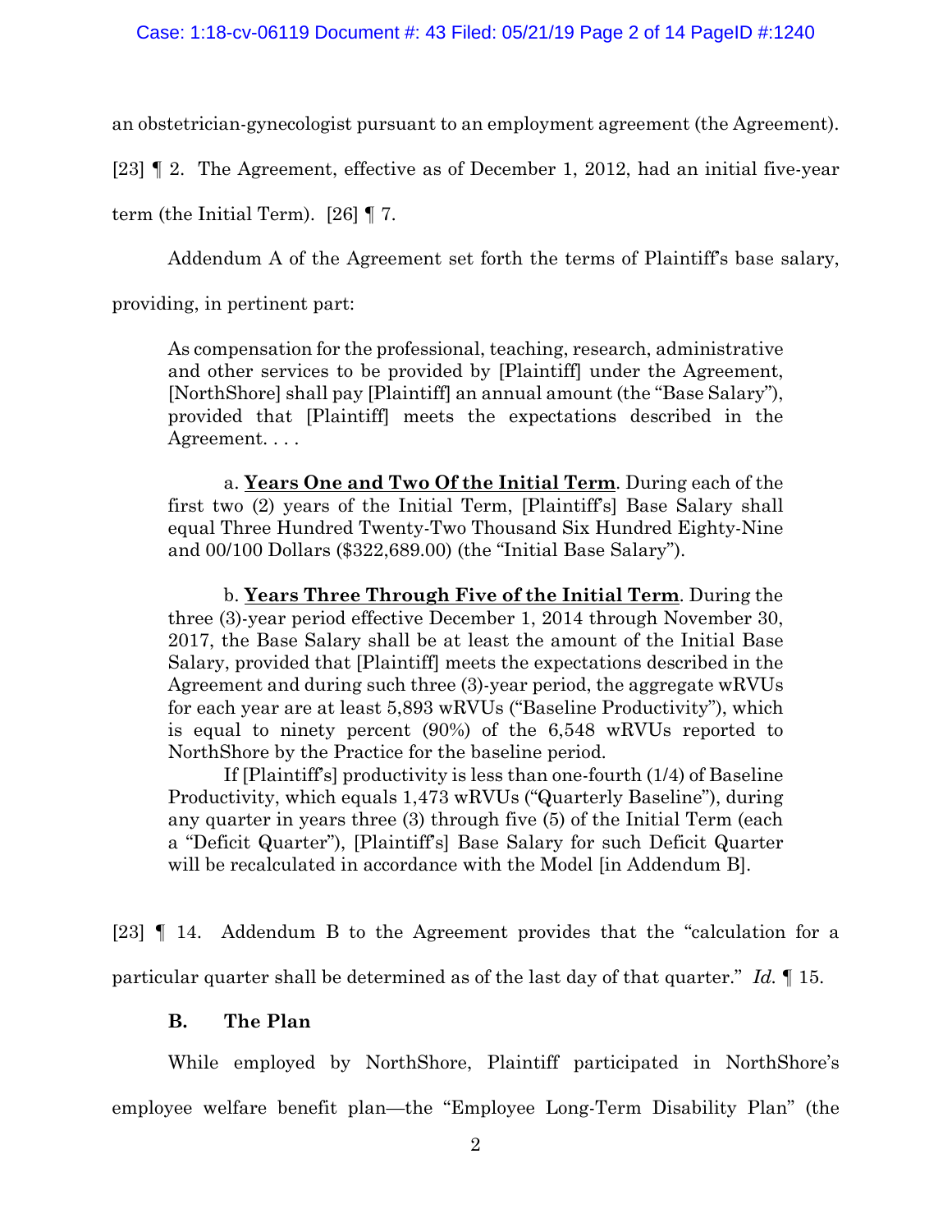an obstetrician-gynecologist pursuant to an employment agreement (the Agreement). [23] ¶ 2. The Agreement, effective as of December 1, 2012, had an initial five-year term (the Initial Term). [26] ¶ 7.

Addendum A of the Agreement set forth the terms of Plaintiff's base salary, providing, in pertinent part:

> As compensation for the professional, teaching, research, administrative and other services to be provided by [Plaintiff] under the Agreement, [NorthShore] shall pay [Plaintiff] an annual amount (the "Base Salary"), provided that [Plaintiff] meets the expectations described in the Agreement. . . .
>
> a. **<u>Years One and Two Of the Initial Term</u>**. During each of the first two (2) years of the Initial Term, [Plaintiff's] Base Salary shall equal Three Hundred Twenty-Two Thousand Six Hundred Eighty-Nine and 00/100 Dollars ($322,689.00) (the "Initial Base Salary").
>
> b. **<u>Years Three Through Five of the Initial Term</u>**. During the three (3)-year period effective December 1, 2014 through November 30, 2017, the Base Salary shall be at least the amount of the Initial Base Salary, provided that [Plaintiff] meets the expectations described in the Agreement and during such three (3)-year period, the aggregate wRVUs for each year are at least 5,893 wRVUs ("Baseline Productivity"), which is equal to ninety percent (90%) of the 6,548 wRVUs reported to NorthShore by the Practice for the baseline period.
>
> If [Plaintiff's] productivity is less than one-fourth (1/4) of Baseline Productivity, which equals 1,473 wRVUs ("Quarterly Baseline"), during any quarter in years three (3) through five (5) of the Initial Term (each a "Deficit Quarter"), [Plaintiff's] Base Salary for such Deficit Quarter will be recalculated in accordance with the Model [in Addendum B].

[23] ¶ 14. Addendum B to the Agreement provides that the "calculation for a particular quarter shall be determined as of the last day of that quarter." *Id.* ¶ 15.

### B. The Plan

While employed by NorthShore, Plaintiff participated in NorthShore's employee welfare benefit plan—the "Employee Long-Term Disability Plan" (the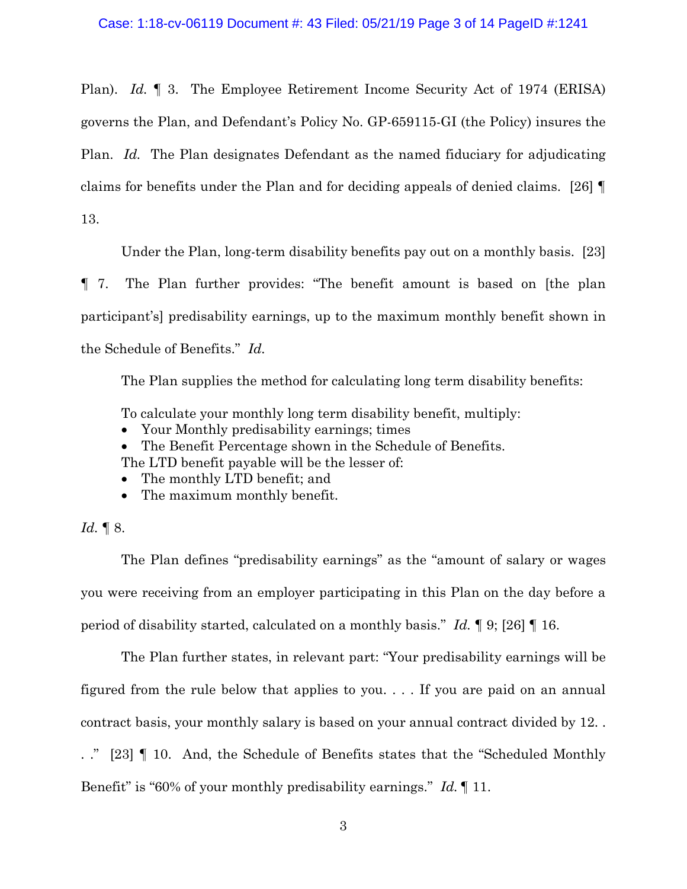Plan). *Id.* ¶ 3. The Employee Retirement Income Security Act of 1974 (ERISA) governs the Plan, and Defendant's Policy No. GP-659115-GI (the Policy) insures the Plan. *Id.* The Plan designates Defendant as the named fiduciary for adjudicating claims for benefits under the Plan and for deciding appeals of denied claims. [26] ¶ 13.

Under the Plan, long-term disability benefits pay out on a monthly basis. [23] ¶ 7. The Plan further provides: "The benefit amount is based on [the plan participant's] predisability earnings, up to the maximum monthly benefit shown in the Schedule of Benefits." *Id.*

The Plan supplies the method for calculating long term disability benefits:

To calculate your monthly long term disability benefit, multiply:

- Your Monthly predisability earnings; times
- The Benefit Percentage shown in the Schedule of Benefits.

The LTD benefit payable will be the lesser of:

- The monthly LTD benefit; and
- The maximum monthly benefit.

*Id.* ¶ 8.

The Plan defines "predisability earnings" as the "amount of salary or wages you were receiving from an employer participating in this Plan on the day before a period of disability started, calculated on a monthly basis." *Id.* ¶ 9; [26] ¶ 16.

The Plan further states, in relevant part: "Your predisability earnings will be figured from the rule below that applies to you. . . . If you are paid on an annual contract basis, your monthly salary is based on your annual contract divided by 12. . . ." [23] ¶ 10. And, the Schedule of Benefits states that the "Scheduled Monthly Benefit" is "60% of your monthly predisability earnings." *Id.* ¶ 11.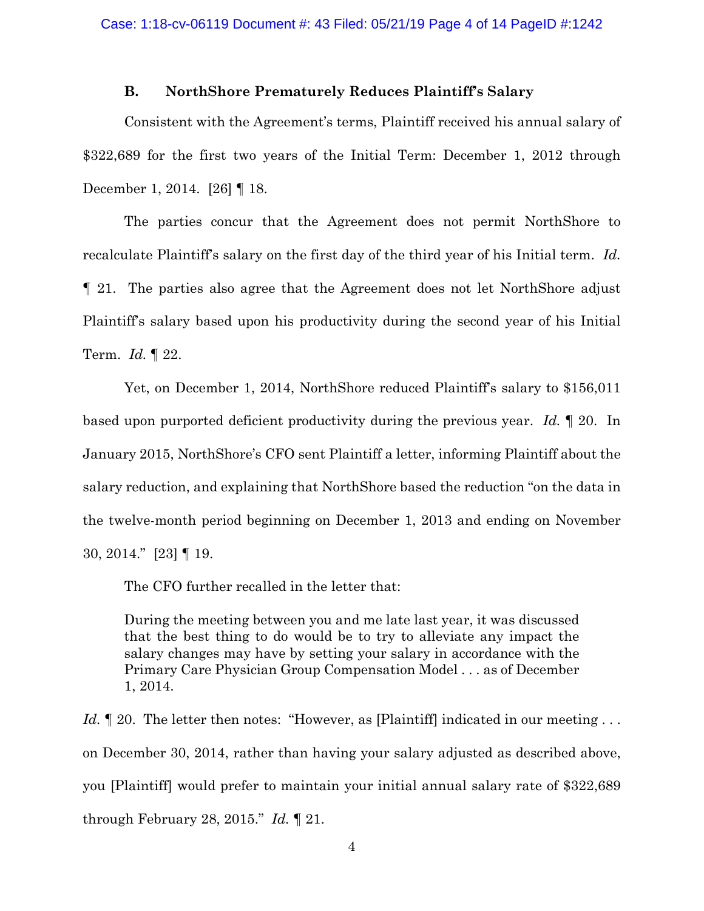### B. NorthShore Prematurely Reduces Plaintiff's Salary

Consistent with the Agreement's terms, Plaintiff received his annual salary of $322,689 for the first two years of the Initial Term: December 1, 2012 through December 1, 2014. [26] ¶ 18.

The parties concur that the Agreement does not permit NorthShore to recalculate Plaintiff's salary on the first day of the third year of his Initial term. *Id.* ¶ 21. The parties also agree that the Agreement does not let NorthShore adjust Plaintiff's salary based upon his productivity during the second year of his Initial Term. *Id.* ¶ 22.

Yet, on December 1, 2014, NorthShore reduced Plaintiff's salary to $156,011 based upon purported deficient productivity during the previous year. *Id.* ¶ 20. In January 2015, NorthShore's CFO sent Plaintiff a letter, informing Plaintiff about the salary reduction, and explaining that NorthShore based the reduction "on the data in the twelve-month period beginning on December 1, 2013 and ending on November 30, 2014." [23] ¶ 19.

The CFO further recalled in the letter that:

> During the meeting between you and me late last year, it was discussed that the best thing to do would be to try to alleviate any impact the salary changes may have by setting your salary in accordance with the Primary Care Physician Group Compensation Model . . . as of December 1, 2014.

*Id.* ¶ 20. The letter then notes: "However, as [Plaintiff] indicated in our meeting . . . on December 30, 2014, rather than having your salary adjusted as described above, you [Plaintiff] would prefer to maintain your initial annual salary rate of $322,689 through February 28, 2015." *Id.* ¶ 21.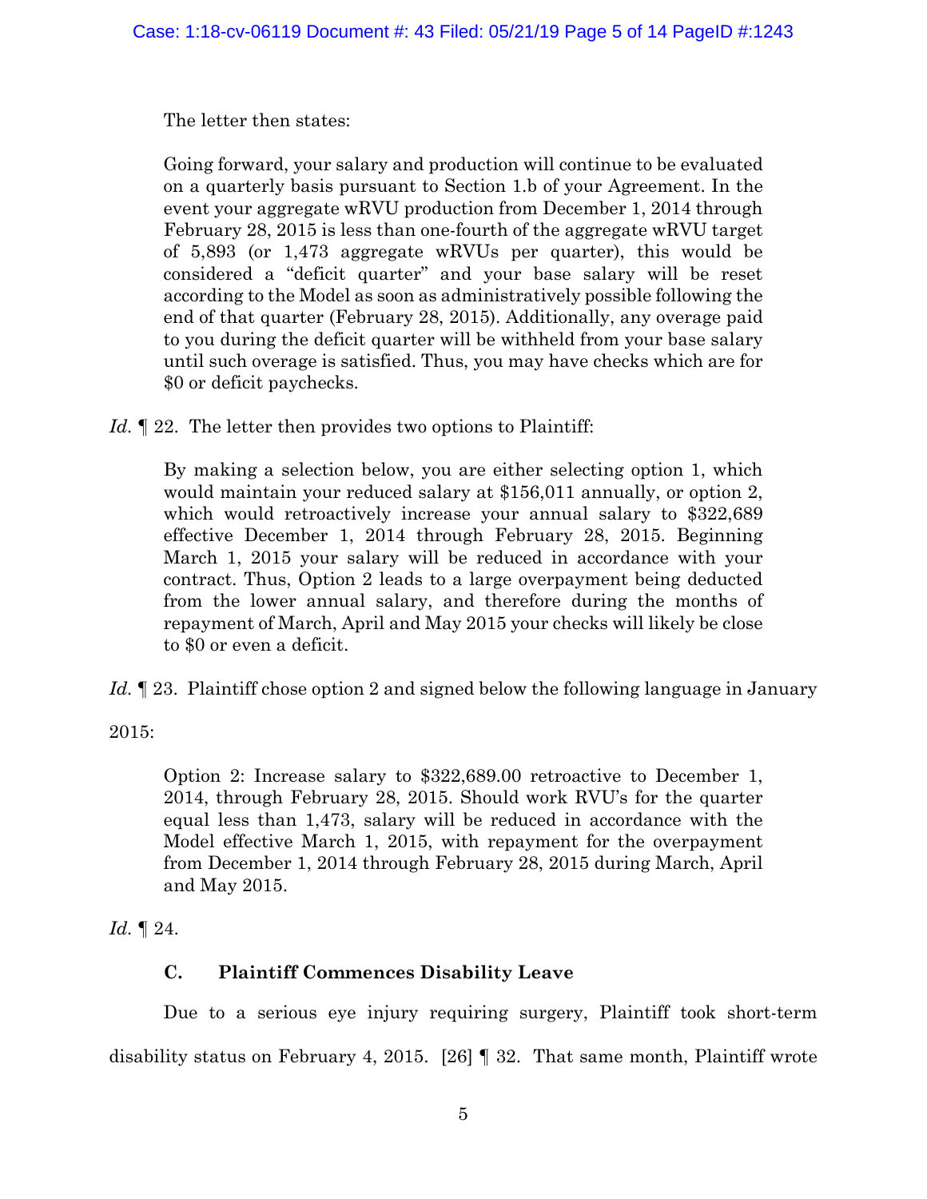The letter then states:

> Going forward, your salary and production will continue to be evaluated on a quarterly basis pursuant to Section 1.b of your Agreement. In the event your aggregate wRVU production from December 1, 2014 through February 28, 2015 is less than one-fourth of the aggregate wRVU target of 5,893 (or 1,473 aggregate wRVUs per quarter), this would be considered a "deficit quarter" and your base salary will be reset according to the Model as soon as administratively possible following the end of that quarter (February 28, 2015). Additionally, any overage paid to you during the deficit quarter will be withheld from your base salary until such overage is satisfied. Thus, you may have checks which are for $0 or deficit paychecks.

*Id.* ¶ 22. The letter then provides two options to Plaintiff:

> By making a selection below, you are either selecting option 1, which would maintain your reduced salary at $156,011 annually, or option 2, which would retroactively increase your annual salary to $322,689 effective December 1, 2014 through February 28, 2015. Beginning March 1, 2015 your salary will be reduced in accordance with your contract. Thus, Option 2 leads to a large overpayment being deducted from the lower annual salary, and therefore during the months of repayment of March, April and May 2015 your checks will likely be close to $0 or even a deficit.

*Id.* ¶ 23. Plaintiff chose option 2 and signed below the following language in January 2015:

> Option 2: Increase salary to $322,689.00 retroactive to December 1, 2014, through February 28, 2015. Should work RVU's for the quarter equal less than 1,473, salary will be reduced in accordance with the Model effective March 1, 2015, with repayment for the overpayment from December 1, 2014 through February 28, 2015 during March, April and May 2015.

*Id.* ¶ 24.

### C. Plaintiff Commences Disability Leave

Due to a serious eye injury requiring surgery, Plaintiff took short-term disability status on February 4, 2015. [26] ¶ 32. That same month, Plaintiff wrote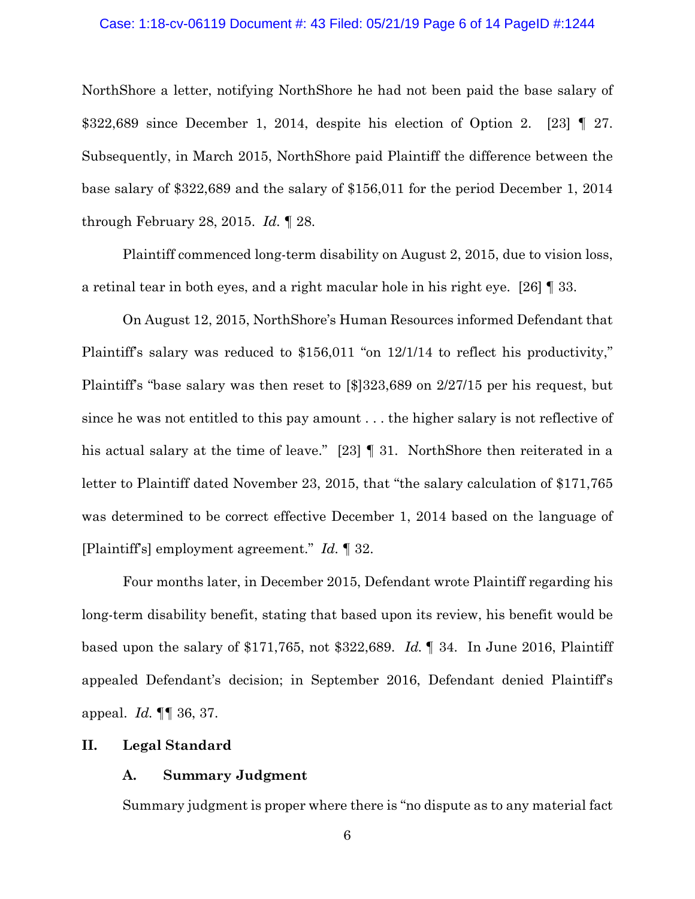NorthShore a letter, notifying NorthShore he had not been paid the base salary of $322,689 since December 1, 2014, despite his election of Option 2. [23] ¶ 27. Subsequently, in March 2015, NorthShore paid Plaintiff the difference between the base salary of $322,689 and the salary of $156,011 for the period December 1, 2014 through February 28, 2015. *Id.* ¶ 28.

Plaintiff commenced long-term disability on August 2, 2015, due to vision loss, a retinal tear in both eyes, and a right macular hole in his right eye. [26] ¶ 33.

On August 12, 2015, NorthShore's Human Resources informed Defendant that Plaintiff's salary was reduced to $156,011 "on 12/1/14 to reflect his productivity," Plaintiff's "base salary was then reset to [$]323,689 on 2/27/15 per his request, but since he was not entitled to this pay amount . . . the higher salary is not reflective of his actual salary at the time of leave." [23] ¶ 31. NorthShore then reiterated in a letter to Plaintiff dated November 23, 2015, that "the salary calculation of $171,765 was determined to be correct effective December 1, 2014 based on the language of [Plaintiff's] employment agreement." *Id.* ¶ 32.

Four months later, in December 2015, Defendant wrote Plaintiff regarding his long-term disability benefit, stating that based upon its review, his benefit would be based upon the salary of $171,765, not $322,689. *Id.* ¶ 34. In June 2016, Plaintiff appealed Defendant's decision; in September 2016, Defendant denied Plaintiff's appeal. *Id.* ¶¶ 36, 37.

## II. Legal Standard

### A. Summary Judgment

Summary judgment is proper where there is "no dispute as to any material fact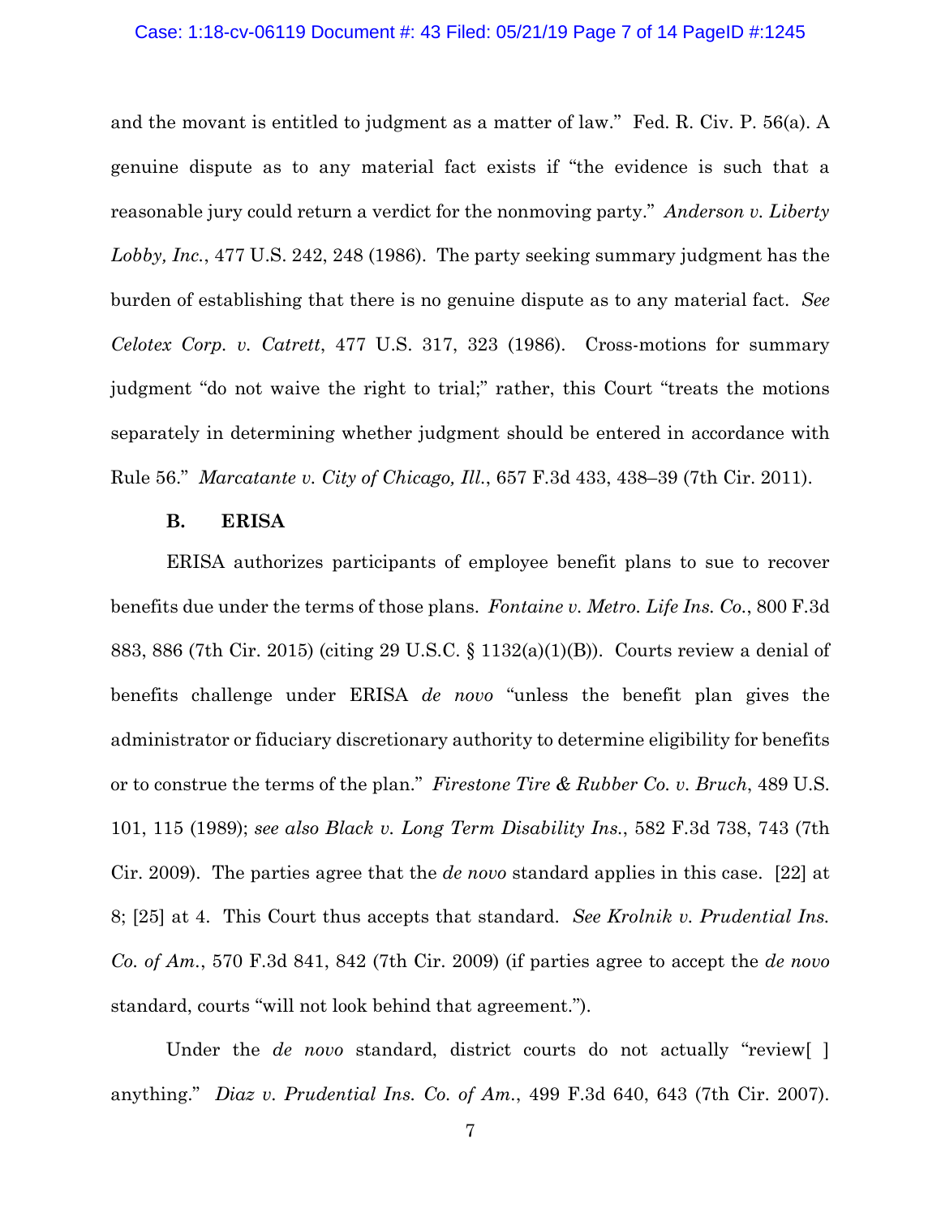and the movant is entitled to judgment as a matter of law." Fed. R. Civ. P. 56(a). A genuine dispute as to any material fact exists if "the evidence is such that a reasonable jury could return a verdict for the nonmoving party." *Anderson v. Liberty Lobby, Inc.*, 477 U.S. 242, 248 (1986). The party seeking summary judgment has the burden of establishing that there is no genuine dispute as to any material fact. *See Celotex Corp. v. Catrett*, 477 U.S. 317, 323 (1986). Cross-motions for summary judgment "do not waive the right to trial;" rather, this Court "treats the motions separately in determining whether judgment should be entered in accordance with Rule 56." *Marcatante v. City of Chicago, Ill.*, 657 F.3d 433, 438–39 (7th Cir. 2011).

### B. ERISA

ERISA authorizes participants of employee benefit plans to sue to recover benefits due under the terms of those plans. *Fontaine v. Metro. Life Ins. Co.*, 800 F.3d 883, 886 (7th Cir. 2015) (citing 29 U.S.C. § 1132(a)(1)(B)). Courts review a denial of benefits challenge under ERISA *de novo* "unless the benefit plan gives the administrator or fiduciary discretionary authority to determine eligibility for benefits or to construe the terms of the plan." *Firestone Tire & Rubber Co. v. Bruch*, 489 U.S. 101, 115 (1989); *see also Black v. Long Term Disability Ins.*, 582 F.3d 738, 743 (7th Cir. 2009). The parties agree that the *de novo* standard applies in this case. [22] at 8; [25] at 4. This Court thus accepts that standard. *See Krolnik v. Prudential Ins. Co. of Am.*, 570 F.3d 841, 842 (7th Cir. 2009) (if parties agree to accept the *de novo* standard, courts "will not look behind that agreement.").

Under the *de novo* standard, district courts do not actually "review[ ] anything." *Diaz v. Prudential Ins. Co. of Am.*, 499 F.3d 640, 643 (7th Cir. 2007).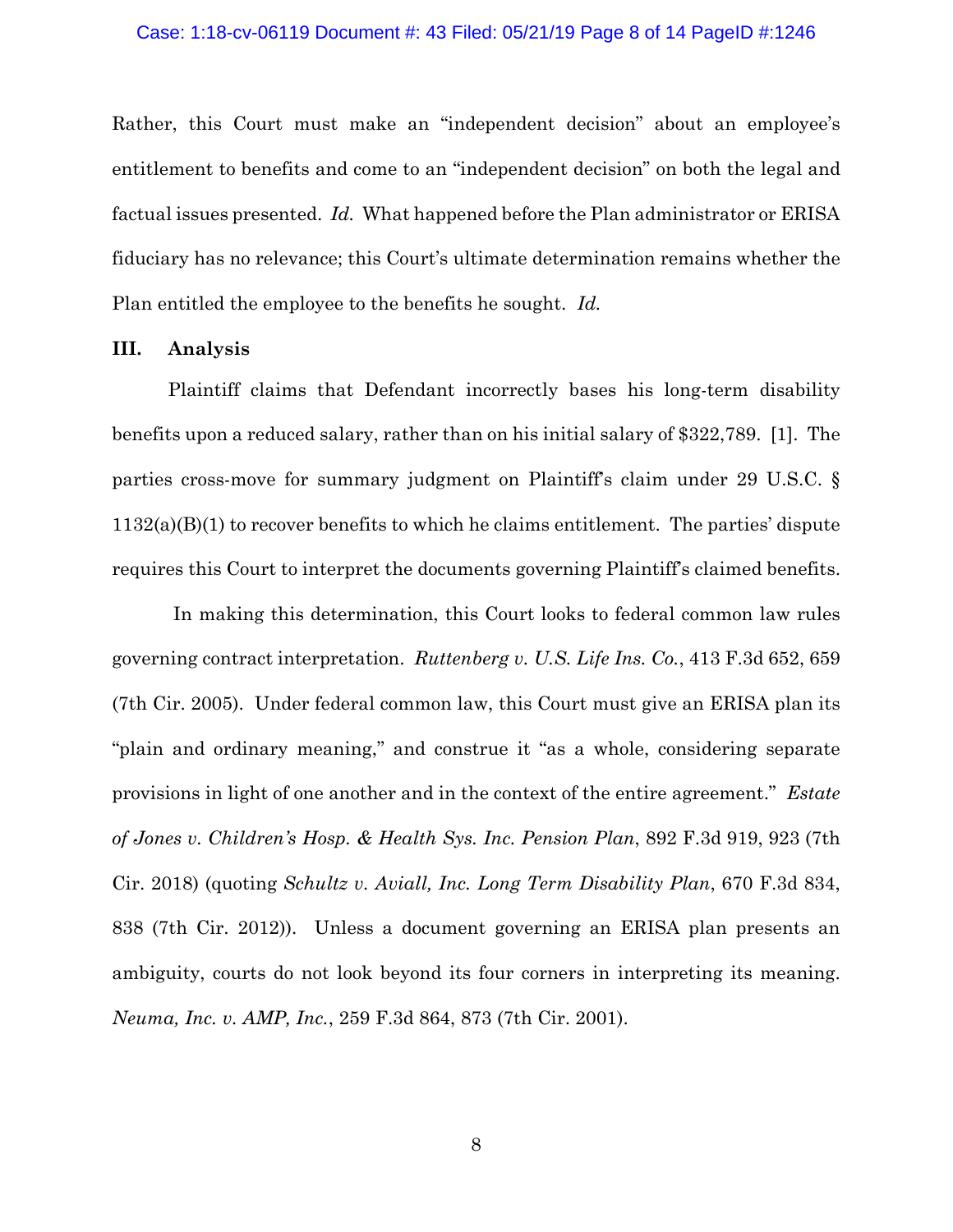Rather, this Court must make an "independent decision" about an employee's entitlement to benefits and come to an "independent decision" on both the legal and factual issues presented. *Id.* What happened before the Plan administrator or ERISA fiduciary has no relevance; this Court's ultimate determination remains whether the Plan entitled the employee to the benefits he sought. *Id.*

## III. Analysis

Plaintiff claims that Defendant incorrectly bases his long-term disability benefits upon a reduced salary, rather than on his initial salary of $322,789. [1]. The parties cross-move for summary judgment on Plaintiff's claim under 29 U.S.C. § 1132(a)(B)(1) to recover benefits to which he claims entitlement. The parties' dispute requires this Court to interpret the documents governing Plaintiff's claimed benefits.

In making this determination, this Court looks to federal common law rules governing contract interpretation. *Ruttenberg v. U.S. Life Ins. Co.*, 413 F.3d 652, 659 (7th Cir. 2005). Under federal common law, this Court must give an ERISA plan its "plain and ordinary meaning," and construe it "as a whole, considering separate provisions in light of one another and in the context of the entire agreement." *Estate of Jones v. Children's Hosp. & Health Sys. Inc. Pension Plan*, 892 F.3d 919, 923 (7th Cir. 2018) (quoting *Schultz v. Aviall, Inc. Long Term Disability Plan*, 670 F.3d 834, 838 (7th Cir. 2012)). Unless a document governing an ERISA plan presents an ambiguity, courts do not look beyond its four corners in interpreting its meaning. *Neuma, Inc. v. AMP, Inc.*, 259 F.3d 864, 873 (7th Cir. 2001).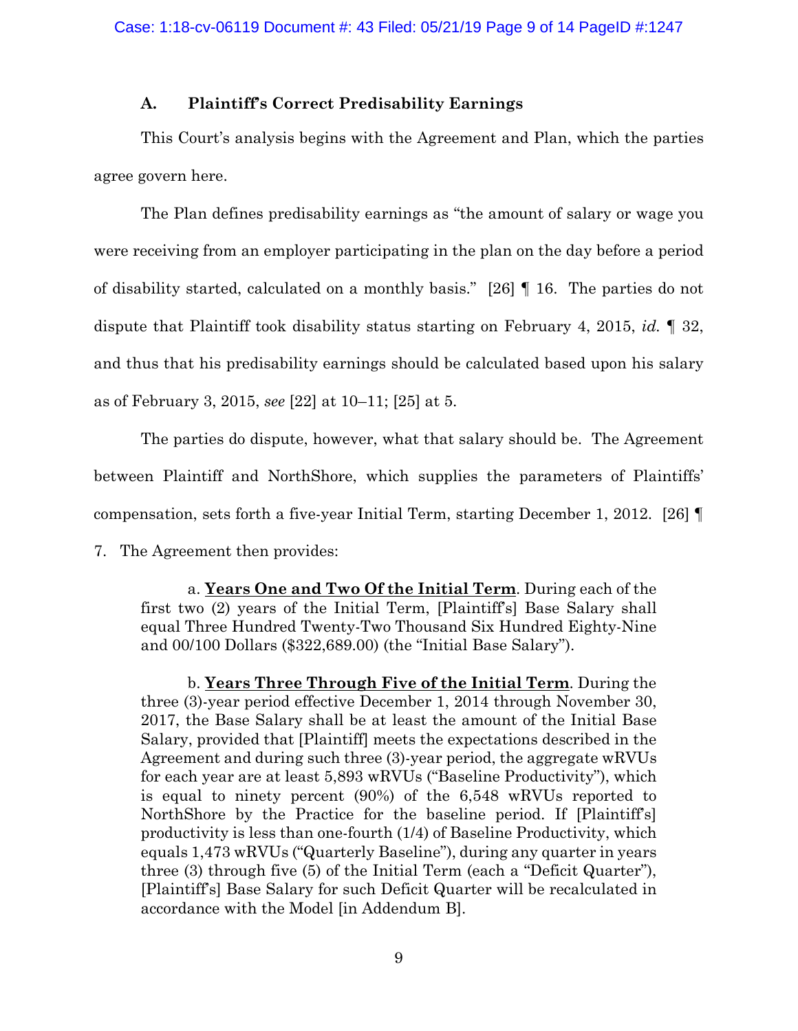### A. Plaintiff's Correct Predisability Earnings

This Court's analysis begins with the Agreement and Plan, which the parties agree govern here.

The Plan defines predisability earnings as "the amount of salary or wage you were receiving from an employer participating in the plan on the day before a period of disability started, calculated on a monthly basis." [26] ¶ 16. The parties do not dispute that Plaintiff took disability status starting on February 4, 2015, *id.* ¶ 32, and thus that his predisability earnings should be calculated based upon his salary as of February 3, 2015, *see* [22] at 10–11; [25] at 5.

The parties do dispute, however, what that salary should be. The Agreement between Plaintiff and NorthShore, which supplies the parameters of Plaintiffs' compensation, sets forth a five-year Initial Term, starting December 1, 2012. [26] ¶ 7. The Agreement then provides:

> a. **<u>Years One and Two Of the Initial Term</u>**. During each of the first two (2) years of the Initial Term, [Plaintiff's] Base Salary shall equal Three Hundred Twenty-Two Thousand Six Hundred Eighty-Nine and 00/100 Dollars ($322,689.00) (the "Initial Base Salary").
>
> b. **<u>Years Three Through Five of the Initial Term</u>**. During the three (3)-year period effective December 1, 2014 through November 30, 2017, the Base Salary shall be at least the amount of the Initial Base Salary, provided that [Plaintiff] meets the expectations described in the Agreement and during such three (3)-year period, the aggregate wRVUs for each year are at least 5,893 wRVUs ("Baseline Productivity"), which is equal to ninety percent (90%) of the 6,548 wRVUs reported to NorthShore by the Practice for the baseline period. If [Plaintiff's] productivity is less than one-fourth (1/4) of Baseline Productivity, which equals 1,473 wRVUs ("Quarterly Baseline"), during any quarter in years three (3) through five (5) of the Initial Term (each a "Deficit Quarter"), [Plaintiff's] Base Salary for such Deficit Quarter will be recalculated in accordance with the Model [in Addendum B].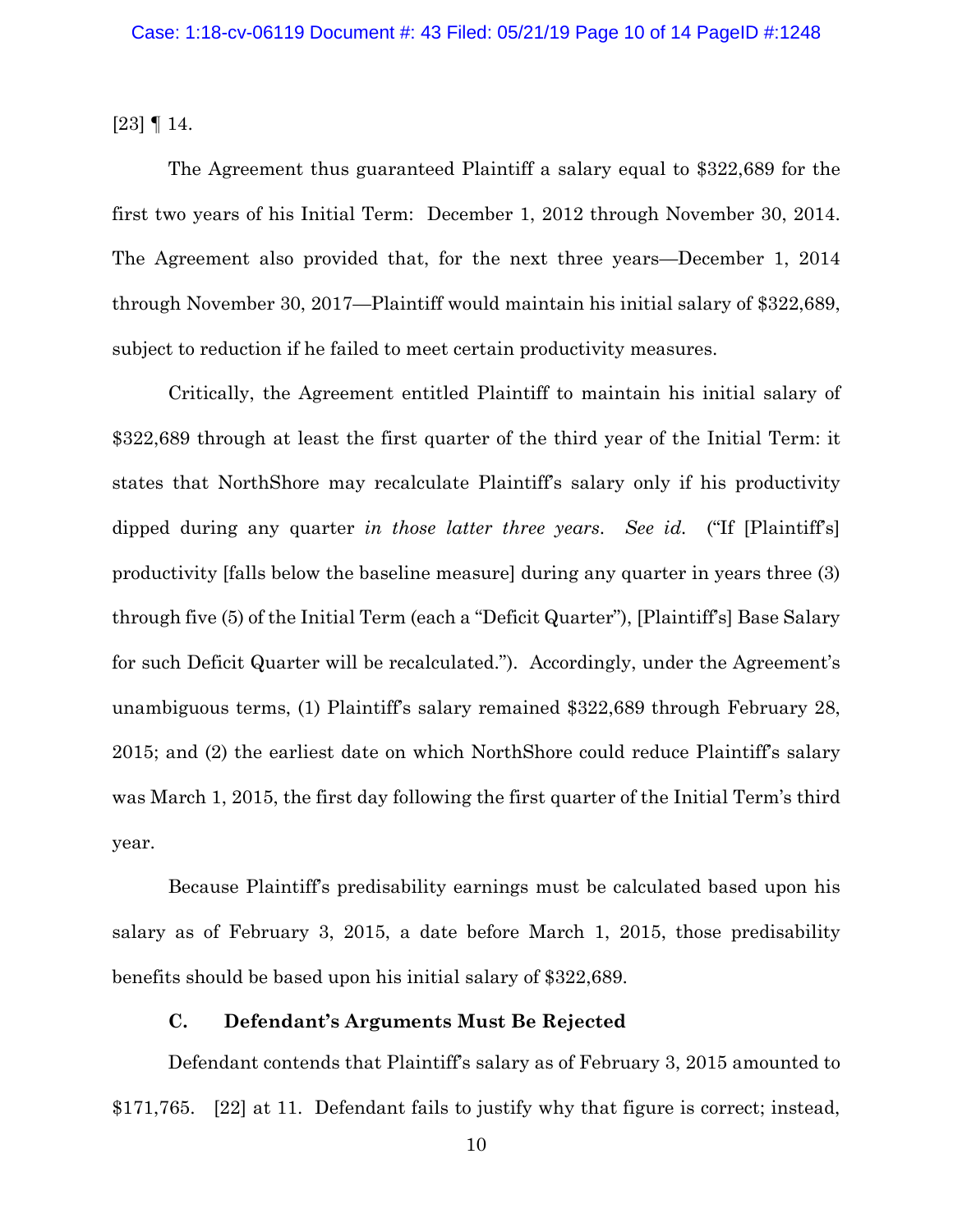[23] ¶ 14.

The Agreement thus guaranteed Plaintiff a salary equal to $322,689 for the first two years of his Initial Term: December 1, 2012 through November 30, 2014. The Agreement also provided that, for the next three years—December 1, 2014 through November 30, 2017—Plaintiff would maintain his initial salary of $322,689, subject to reduction if he failed to meet certain productivity measures.

Critically, the Agreement entitled Plaintiff to maintain his initial salary of $322,689 through at least the first quarter of the third year of the Initial Term: it states that NorthShore may recalculate Plaintiff's salary only if his productivity dipped during any quarter *in those latter three years*. *See id.* ("If [Plaintiff's] productivity [falls below the baseline measure] during any quarter in years three (3) through five (5) of the Initial Term (each a "Deficit Quarter"), [Plaintiff's] Base Salary for such Deficit Quarter will be recalculated."). Accordingly, under the Agreement's unambiguous terms, (1) Plaintiff's salary remained $322,689 through February 28, 2015; and (2) the earliest date on which NorthShore could reduce Plaintiff's salary was March 1, 2015, the first day following the first quarter of the Initial Term's third year.

Because Plaintiff's predisability earnings must be calculated based upon his salary as of February 3, 2015, a date before March 1, 2015, those predisability benefits should be based upon his initial salary of $322,689.

### C. Defendant's Arguments Must Be Rejected

Defendant contends that Plaintiff's salary as of February 3, 2015 amounted to $171,765. [22] at 11. Defendant fails to justify why that figure is correct; instead,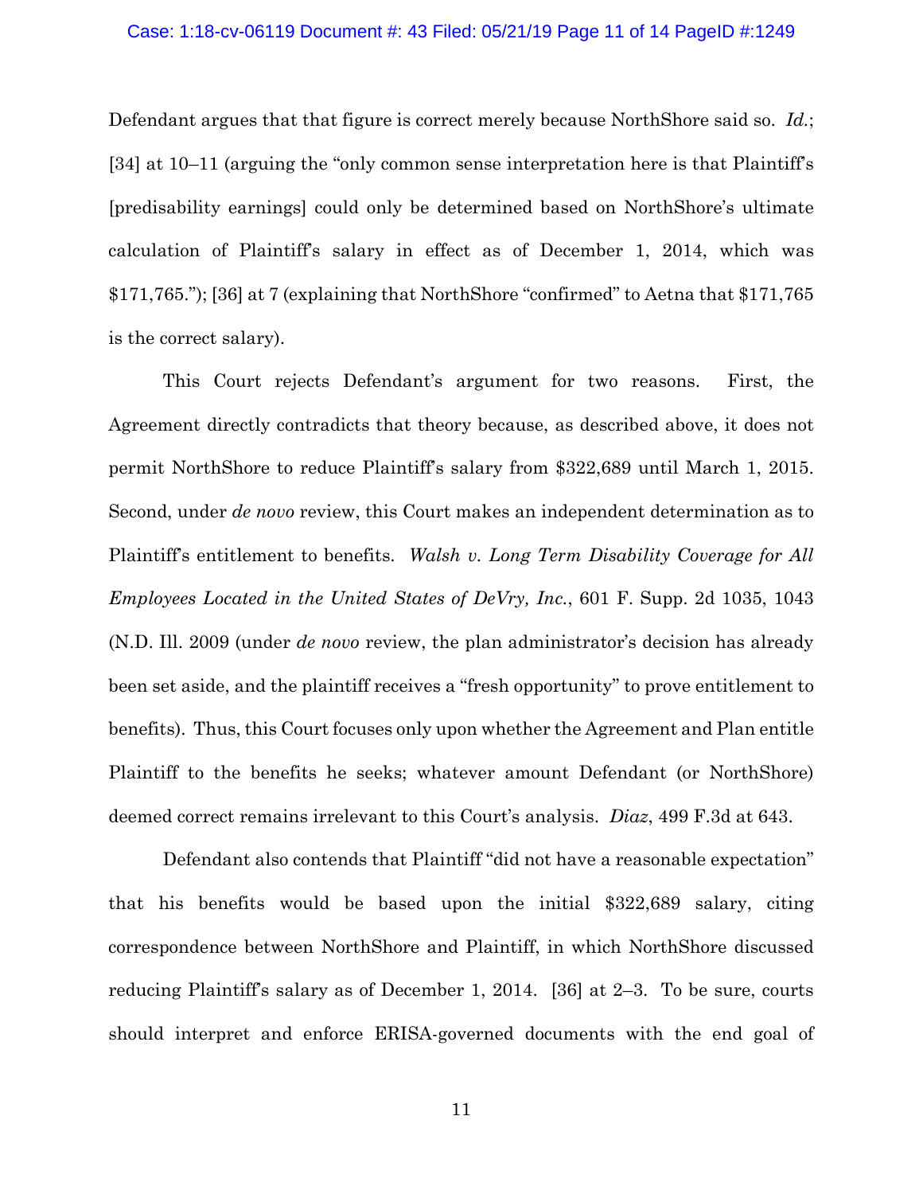Defendant argues that that figure is correct merely because NorthShore said so. *Id.*; [34] at 10–11 (arguing the "only common sense interpretation here is that Plaintiff's [predisability earnings] could only be determined based on NorthShore's ultimate calculation of Plaintiff's salary in effect as of December 1, 2014, which was $171,765."); [36] at 7 (explaining that NorthShore "confirmed" to Aetna that $171,765 is the correct salary).

This Court rejects Defendant's argument for two reasons. First, the Agreement directly contradicts that theory because, as described above, it does not permit NorthShore to reduce Plaintiff's salary from $322,689 until March 1, 2015. Second, under *de novo* review, this Court makes an independent determination as to Plaintiff's entitlement to benefits. *Walsh v. Long Term Disability Coverage for All Employees Located in the United States of DeVry, Inc.*, 601 F. Supp. 2d 1035, 1043 (N.D. Ill. 2009 (under *de novo* review, the plan administrator's decision has already been set aside, and the plaintiff receives a "fresh opportunity" to prove entitlement to benefits). Thus, this Court focuses only upon whether the Agreement and Plan entitle Plaintiff to the benefits he seeks; whatever amount Defendant (or NorthShore) deemed correct remains irrelevant to this Court's analysis. *Diaz*, 499 F.3d at 643.

Defendant also contends that Plaintiff "did not have a reasonable expectation" that his benefits would be based upon the initial $322,689 salary, citing correspondence between NorthShore and Plaintiff, in which NorthShore discussed reducing Plaintiff's salary as of December 1, 2014. [36] at 2–3. To be sure, courts should interpret and enforce ERISA-governed documents with the end goal of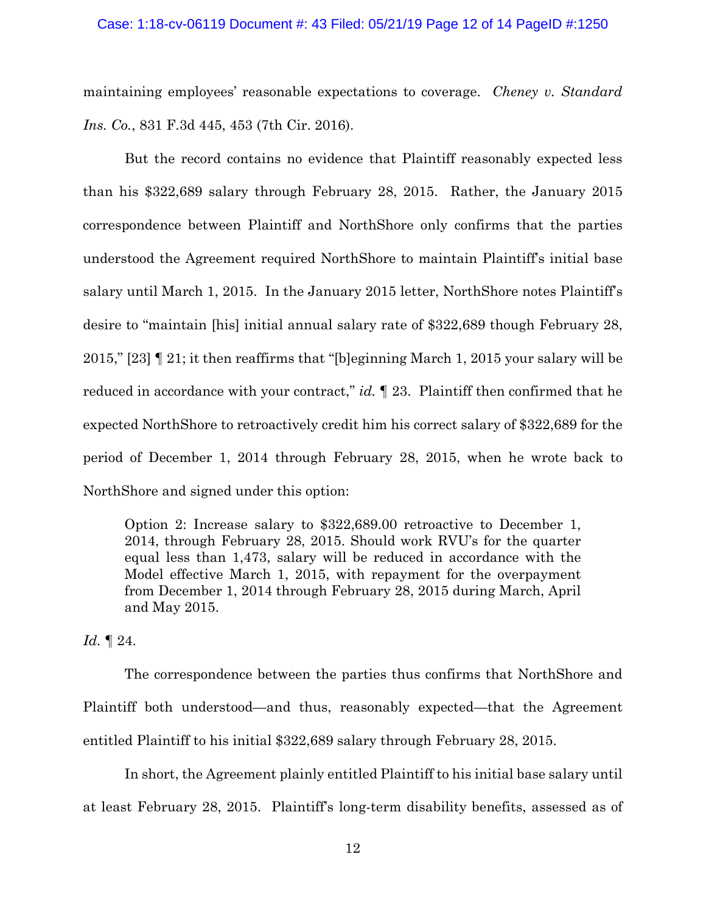maintaining employees' reasonable expectations to coverage. *Cheney v. Standard Ins. Co.*, 831 F.3d 445, 453 (7th Cir. 2016).

But the record contains no evidence that Plaintiff reasonably expected less than his $322,689 salary through February 28, 2015. Rather, the January 2015 correspondence between Plaintiff and NorthShore only confirms that the parties understood the Agreement required NorthShore to maintain Plaintiff's initial base salary until March 1, 2015. In the January 2015 letter, NorthShore notes Plaintiff's desire to "maintain [his] initial annual salary rate of $322,689 though February 28, 2015," [23] ¶ 21; it then reaffirms that "[b]eginning March 1, 2015 your salary will be reduced in accordance with your contract," *id.* ¶ 23. Plaintiff then confirmed that he expected NorthShore to retroactively credit him his correct salary of $322,689 for the period of December 1, 2014 through February 28, 2015, when he wrote back to NorthShore and signed under this option:

> Option 2: Increase salary to $322,689.00 retroactive to December 1, 2014, through February 28, 2015. Should work RVU's for the quarter equal less than 1,473, salary will be reduced in accordance with the Model effective March 1, 2015, with repayment for the overpayment from December 1, 2014 through February 28, 2015 during March, April and May 2015.

*Id.* ¶ 24.

The correspondence between the parties thus confirms that NorthShore and Plaintiff both understood—and thus, reasonably expected—that the Agreement entitled Plaintiff to his initial $322,689 salary through February 28, 2015.

In short, the Agreement plainly entitled Plaintiff to his initial base salary until at least February 28, 2015. Plaintiff's long-term disability benefits, assessed as of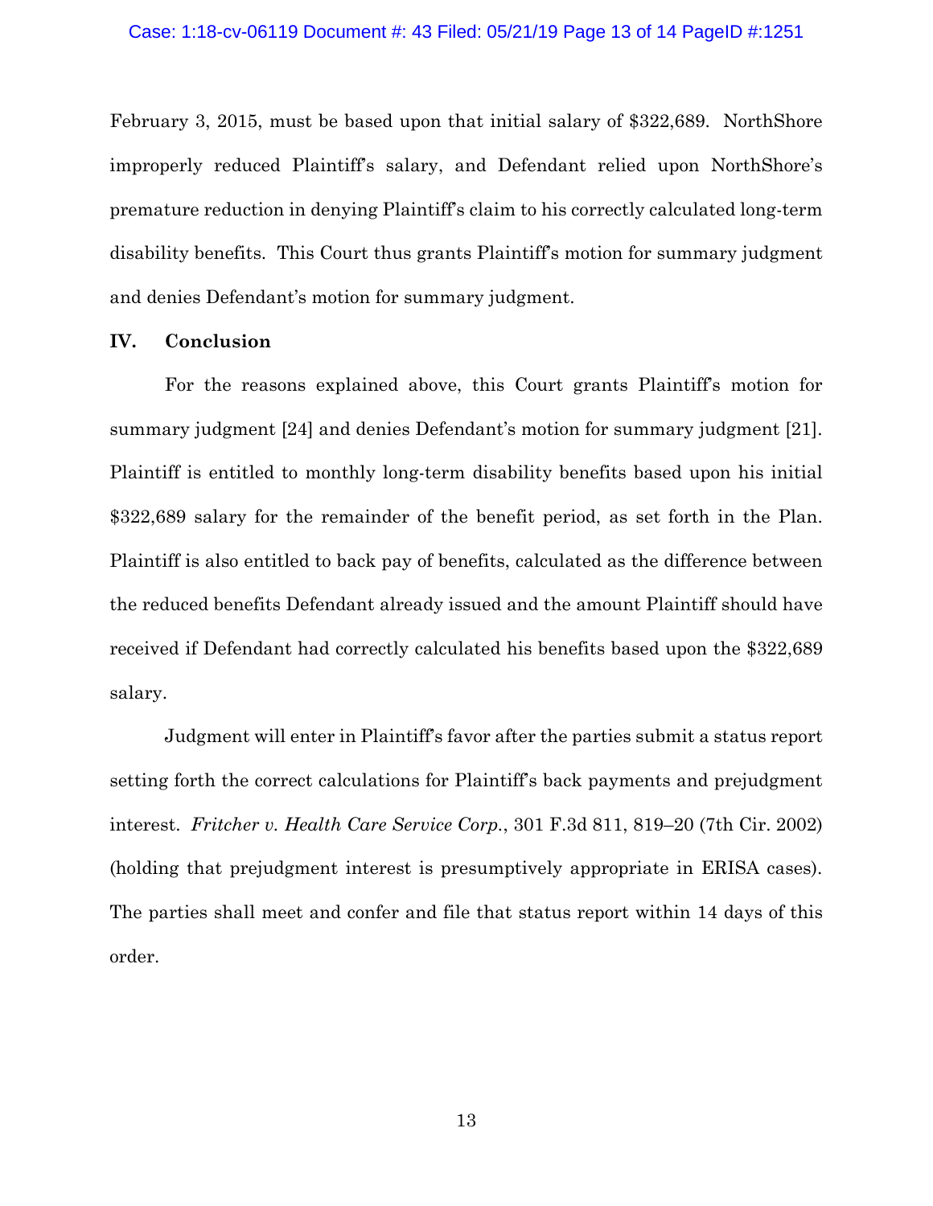February 3, 2015, must be based upon that initial salary of $322,689. NorthShore improperly reduced Plaintiff's salary, and Defendant relied upon NorthShore's premature reduction in denying Plaintiff's claim to his correctly calculated long-term disability benefits. This Court thus grants Plaintiff's motion for summary judgment and denies Defendant's motion for summary judgment.

## IV. Conclusion

For the reasons explained above, this Court grants Plaintiff's motion for summary judgment [24] and denies Defendant's motion for summary judgment [21]. Plaintiff is entitled to monthly long-term disability benefits based upon his initial $322,689 salary for the remainder of the benefit period, as set forth in the Plan. Plaintiff is also entitled to back pay of benefits, calculated as the difference between the reduced benefits Defendant already issued and the amount Plaintiff should have received if Defendant had correctly calculated his benefits based upon the $322,689 salary.

Judgment will enter in Plaintiff's favor after the parties submit a status report setting forth the correct calculations for Plaintiff's back payments and prejudgment interest. *Fritcher v. Health Care Service Corp.*, 301 F.3d 811, 819–20 (7th Cir. 2002) (holding that prejudgment interest is presumptively appropriate in ERISA cases). The parties shall meet and confer and file that status report within 14 days of this order.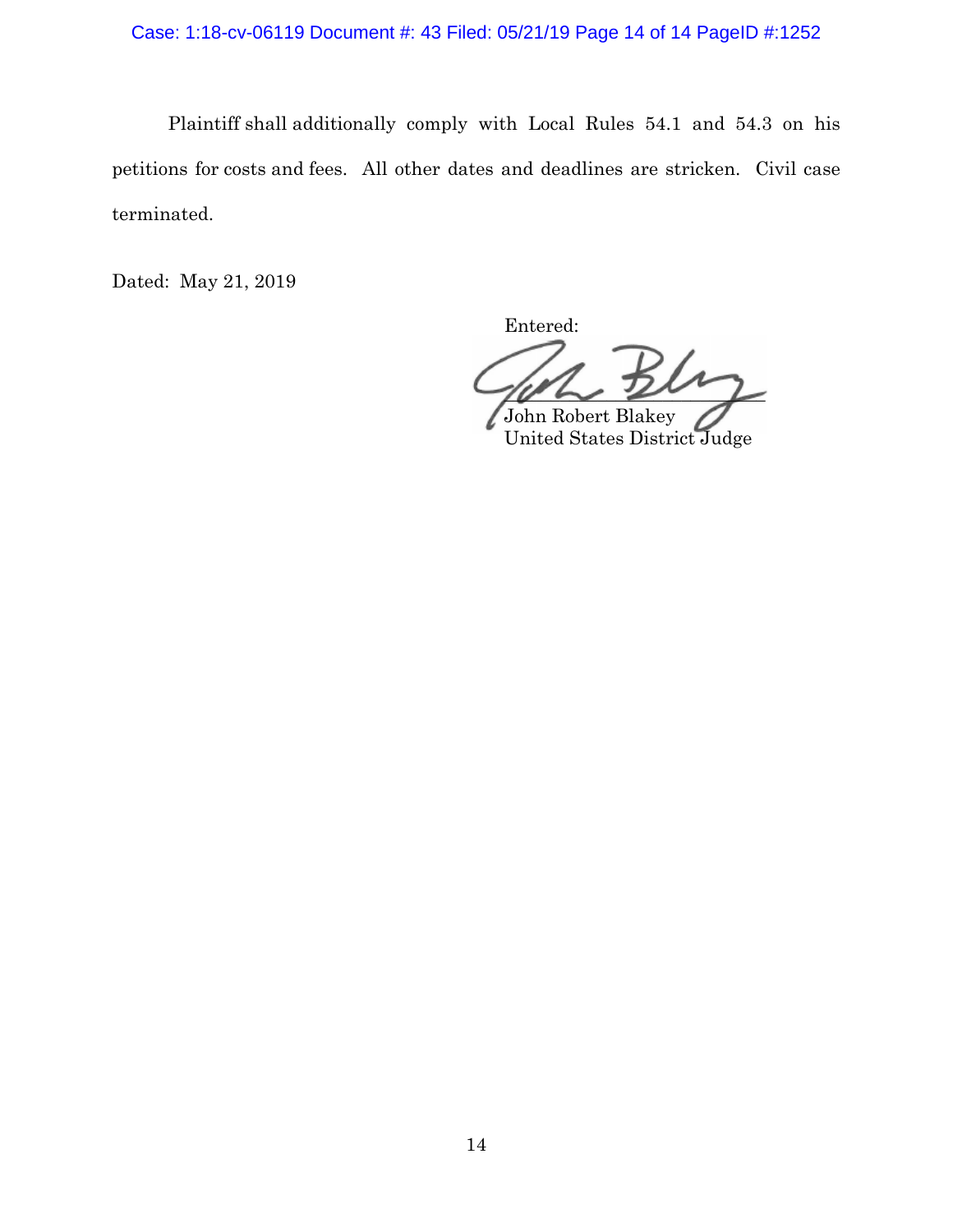Plaintiff shall additionally comply with Local Rules 54.1 and 54.3 on his petitions for costs and fees. All other dates and deadlines are stricken. Civil case terminated.

Dated: May 21, 2019

Entered:

John Robert Blakey
United States District Judge